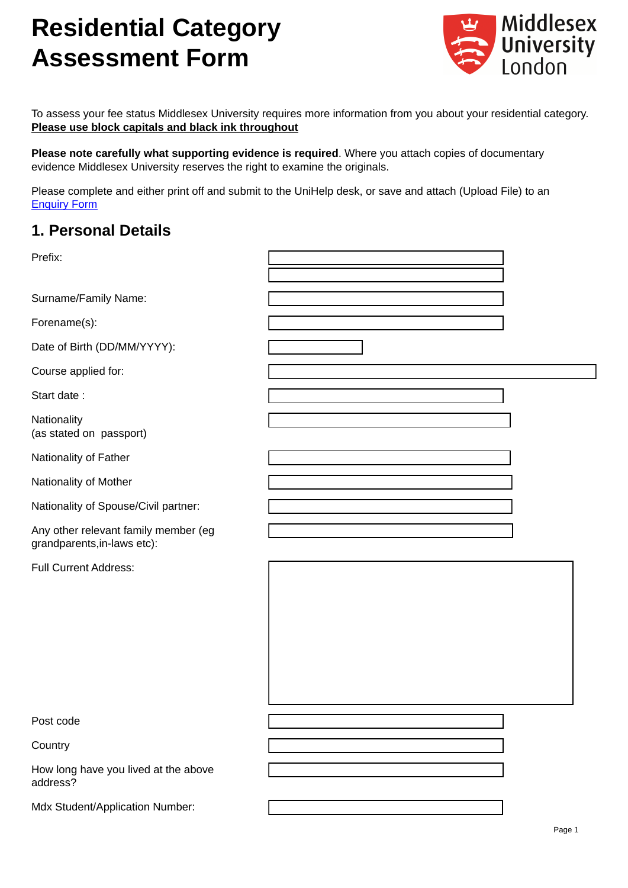# Residential Category Assessment Form

Middlesex University London

To assess your fee status Middlesex University requires more information from you about your residential category.
**Please use block capitals and black ink throughout**

**Please note carefully what supporting evidence is required**. Where you attach copies of documentary evidence Middlesex University reserves the right to examine the originals.

Please complete and either print off and submit to the UniHelp desk, or save and attach (Upload File) to an [Enquiry Form]

## 1. Personal Details

| | |
|---|---|
| Prefix: | |
| Surname/Family Name: | |
| Forename(s): | |
| Date of Birth (DD/MM/YYYY): | |
| Course applied for: | |
| Start date : | |
| Nationality (as stated on passport) | |
| Nationality of Father | |
| Nationality of Mother | |
| Nationality of Spouse/Civil partner: | |
| Any other relevant family member (eg grandparents,in-laws etc): | |
| Full Current Address: | |
| Post code | |
| Country | |
| How long have you lived at the above address? | |
| Mdx Student/Application Number: | |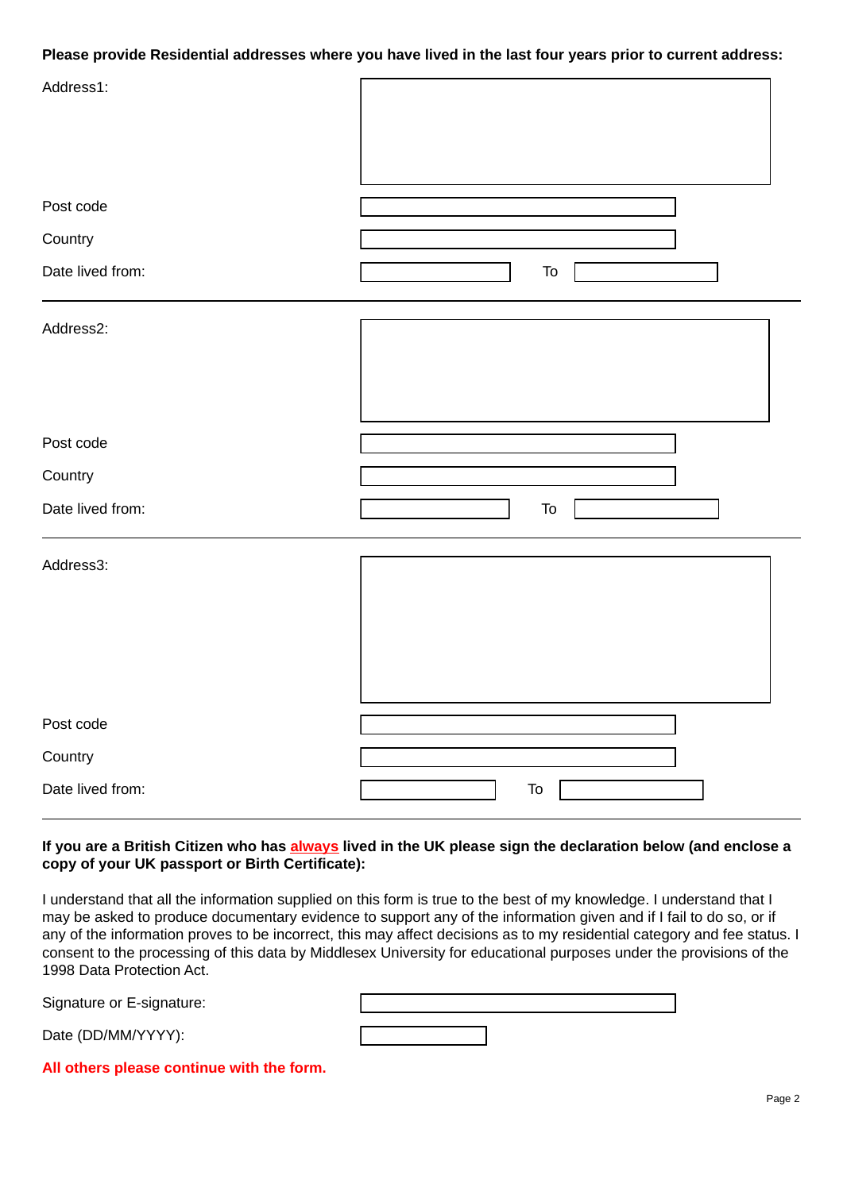**Please provide Residential addresses where you have lived in the last four years prior to current address:**

Address1:

Post code

Country

Date lived from: To

---

Address2:

Post code

Country

Date lived from: To

---

Address3:

Post code

Country

Date lived from: To

---

**If you are a British Citizen who has always lived in the UK please sign the declaration below (and enclose a copy of your UK passport or Birth Certificate):**

I understand that all the information supplied on this form is true to the best of my knowledge. I understand that I may be asked to produce documentary evidence to support any of the information given and if I fail to do so, or if any of the information proves to be incorrect, this may affect decisions as to my residential category and fee status. I consent to the processing of this data by Middlesex University for educational purposes under the provisions of the 1998 Data Protection Act.

Signature or E-signature:

Date (DD/MM/YYYY):

**All others please continue with the form.**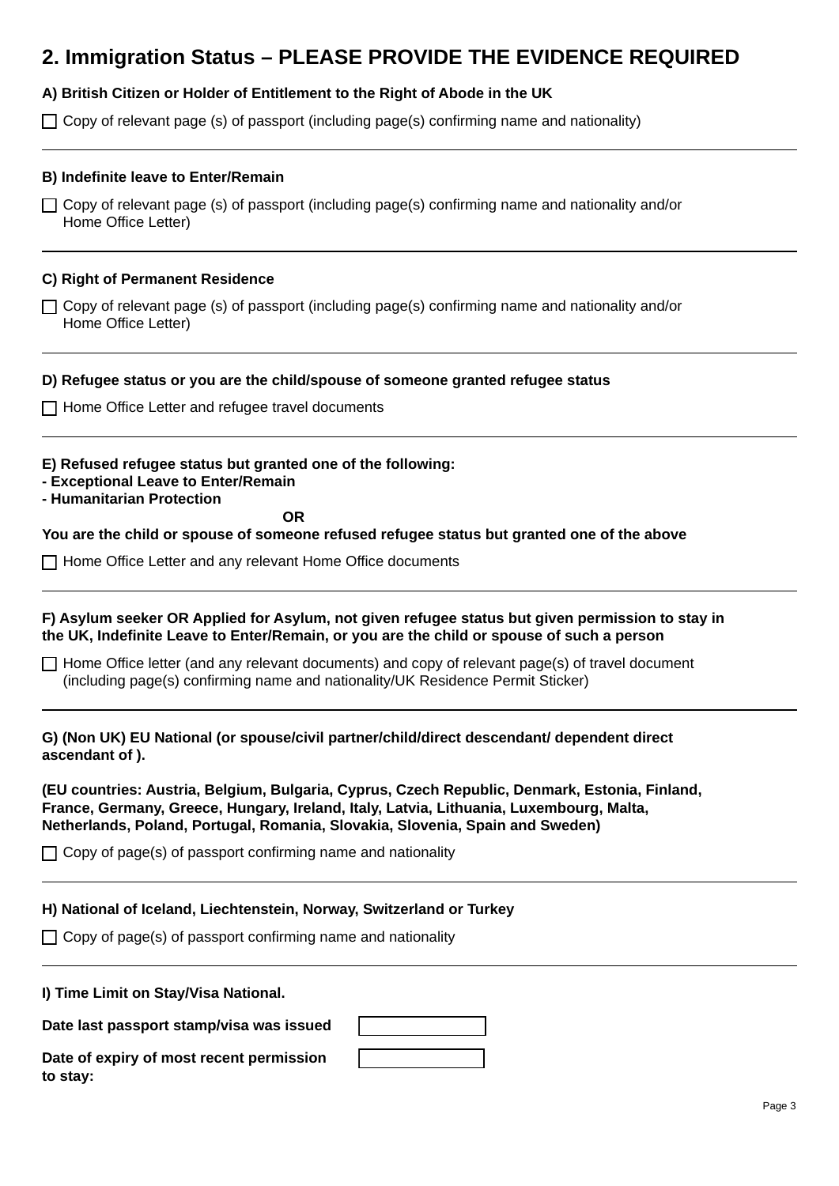## 2. Immigration Status – PLEASE PROVIDE THE EVIDENCE REQUIRED

**A) British Citizen or Holder of Entitlement to the Right of Abode in the UK**

☐ Copy of relevant page (s) of passport (including page(s) confirming name and nationality)

---

**B) Indefinite leave to Enter/Remain**

☐ Copy of relevant page (s) of passport (including page(s) confirming name and nationality and/or Home Office Letter)

---

**C) Right of Permanent Residence**

☐ Copy of relevant page (s) of passport (including page(s) confirming name and nationality and/or Home Office Letter)

---

**D) Refugee status or you are the child/spouse of someone granted refugee status**

☐ Home Office Letter and refugee travel documents

---

**E) Refused refugee status but granted one of the following:**
**- Exceptional Leave to Enter/Remain**
**- Humanitarian Protection**

**OR**

**You are the child or spouse of someone refused refugee status but granted one of the above**

☐ Home Office Letter and any relevant Home Office documents

---

**F) Asylum seeker OR Applied for Asylum, not given refugee status but given permission to stay in the UK, Indefinite Leave to Enter/Remain, or you are the child or spouse of such a person**

☐ Home Office letter (and any relevant documents) and copy of relevant page(s) of travel document (including page(s) confirming name and nationality/UK Residence Permit Sticker)

---

**G) (Non UK) EU National (or spouse/civil partner/child/direct descendant/ dependent direct ascendant of ).**

**(EU countries: Austria, Belgium, Bulgaria, Cyprus, Czech Republic, Denmark, Estonia, Finland, France, Germany, Greece, Hungary, Ireland, Italy, Latvia, Lithuania, Luxembourg, Malta, Netherlands, Poland, Portugal, Romania, Slovakia, Slovenia, Spain and Sweden)**

☐ Copy of page(s) of passport confirming name and nationality

---

**H) National of Iceland, Liechtenstein, Norway, Switzerland or Turkey**

☐ Copy of page(s) of passport confirming name and nationality

---

**I) Time Limit on Stay/Visa National.**

**Date last passport stamp/visa was issued** ____________

**Date of expiry of most recent permission to stay:** ____________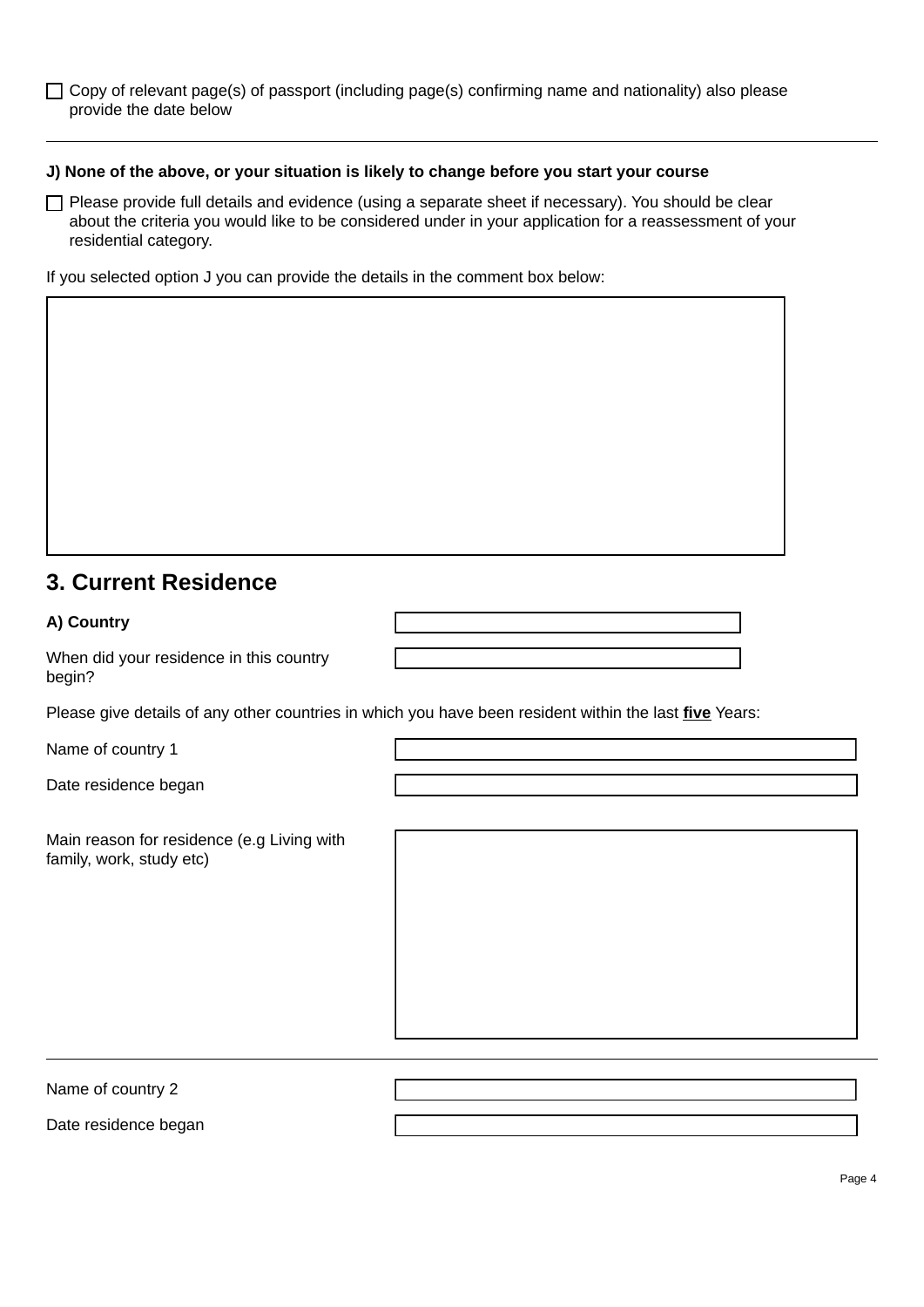- [ ] Copy of relevant page(s) of passport (including page(s) confirming name and nationality) also please provide the date below

---

**J) None of the above, or your situation is likely to change before you start your course**

- [ ] Please provide full details and evidence (using a separate sheet if necessary). You should be clear about the criteria you would like to be considered under in your application for a reassessment of your residential category.

If you selected option J you can provide the details in the comment box below:

## 3. Current Residence

**A) Country**

When did your residence in this country begin?

Please give details of any other countries in which you have been resident within the last **five** Years:

Name of country 1

Date residence began

Main reason for residence (e.g Living with family, work, study etc)

---

Name of country 2

Date residence began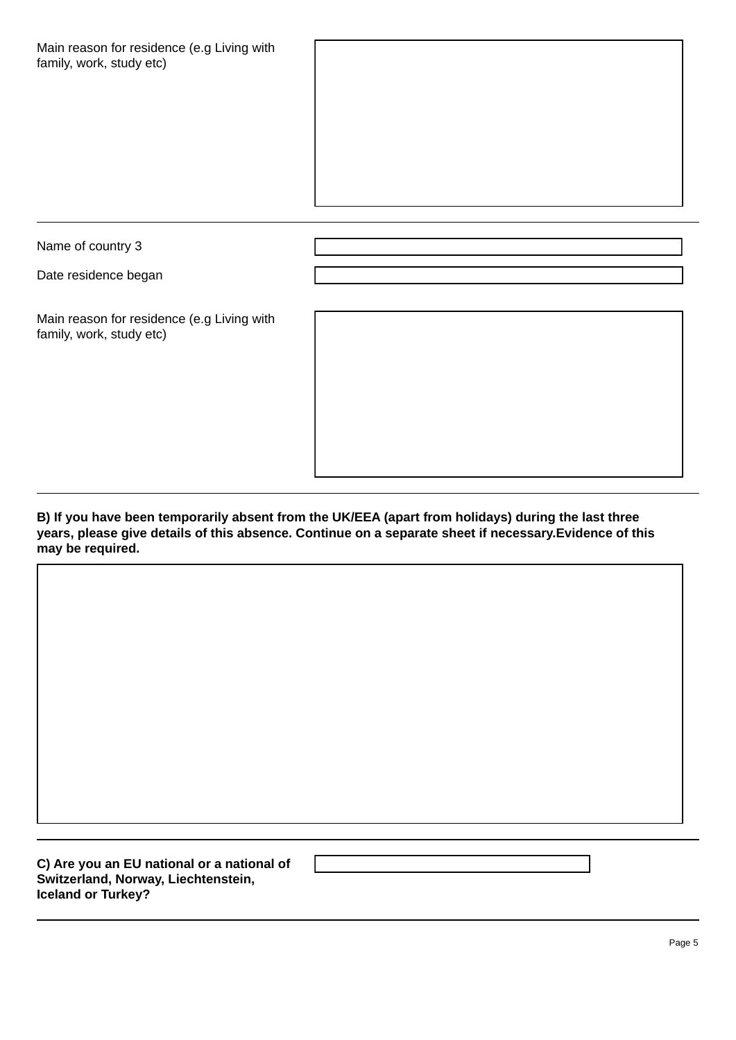Main reason for residence (e.g Living with family, work, study etc)

---

Name of country 3

Date residence began

Main reason for residence (e.g Living with family, work, study etc)

---

**B) If you have been temporarily absent from the UK/EEA (apart from holidays) during the last three years, please give details of this absence. Continue on a separate sheet if necessary.Evidence of this may be required.**

---

**C) Are you an EU national or a national of Switzerland, Norway, Liechtenstein, Iceland or Turkey?**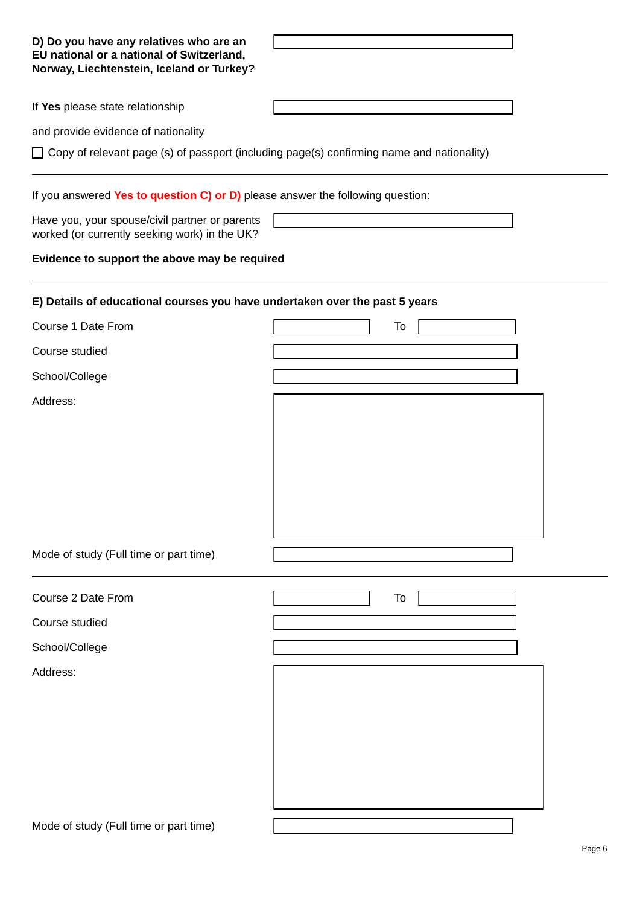**D) Do you have any relatives who are an EU national or a national of Switzerland, Norway, Liechtenstein, Iceland or Turkey?**

If **Yes** please state relationship

and provide evidence of nationality

☐ Copy of relevant page (s) of passport (including page(s) confirming name and nationality)

---

If you answered **Yes to question C) or D)** please answer the following question:

Have you, your spouse/civil partner or parents worked (or currently seeking work) in the UK?

**Evidence to support the above may be required**

---

**E) Details of educational courses you have undertaken over the past 5 years**

Course 1 Date From  To

Course studied

School/College

Address:

Mode of study (Full time or part time)

---

Course 2 Date From  To

Course studied

School/College

Address:

Mode of study (Full time or part time)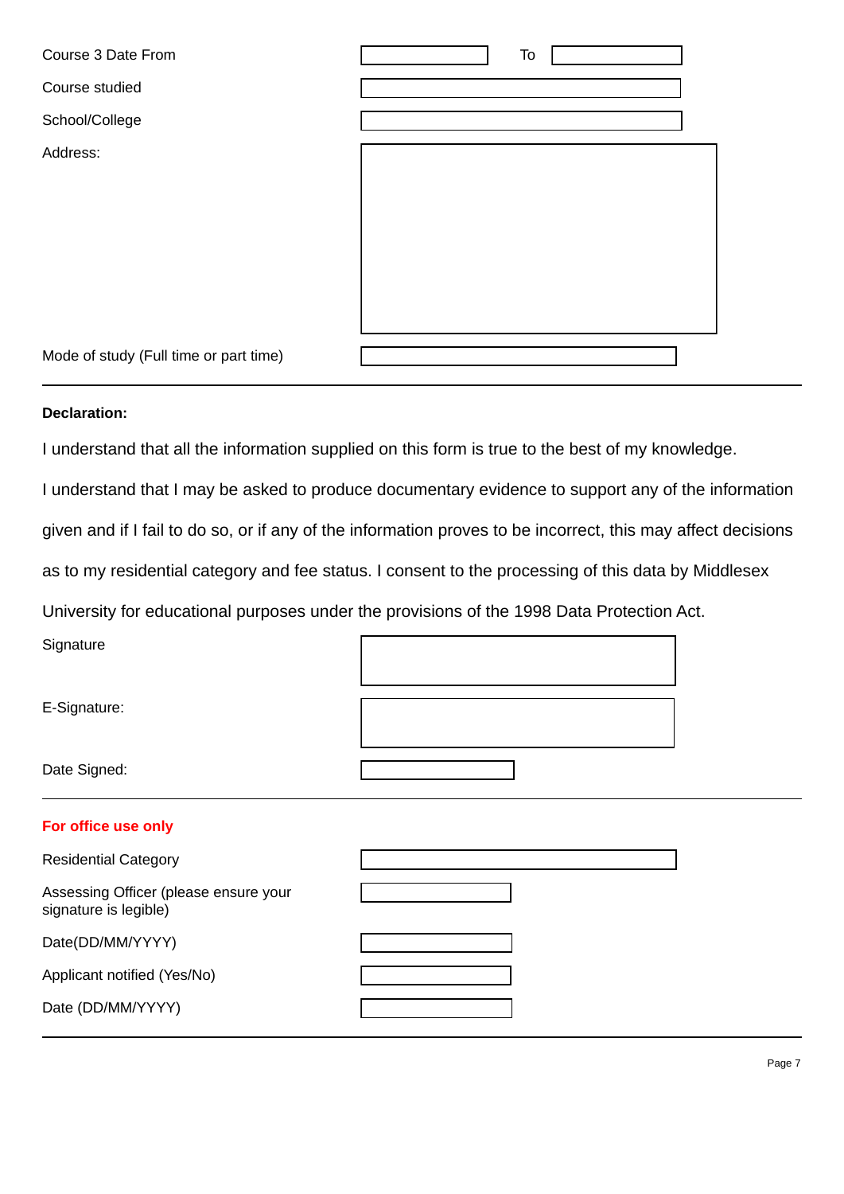Course 3 Date From ______ To ______

Course studied ______

School/College ______

Address: ______

Mode of study (Full time or part time) ______

---

**Declaration:**

I understand that all the information supplied on this form is true to the best of my knowledge.

I understand that I may be asked to produce documentary evidence to support any of the information given and if I fail to do so, or if any of the information proves to be incorrect, this may affect decisions as to my residential category and fee status. I consent to the processing of this data by Middlesex University for educational purposes under the provisions of the 1998 Data Protection Act.

Signature ______

E-Signature: ______

Date Signed: ______

---

**For office use only**

Residential Category ______

Assessing Officer (please ensure your signature is legible) ______

Date(DD/MM/YYYY) ______

Applicant notified (Yes/No) ______

Date (DD/MM/YYYY) ______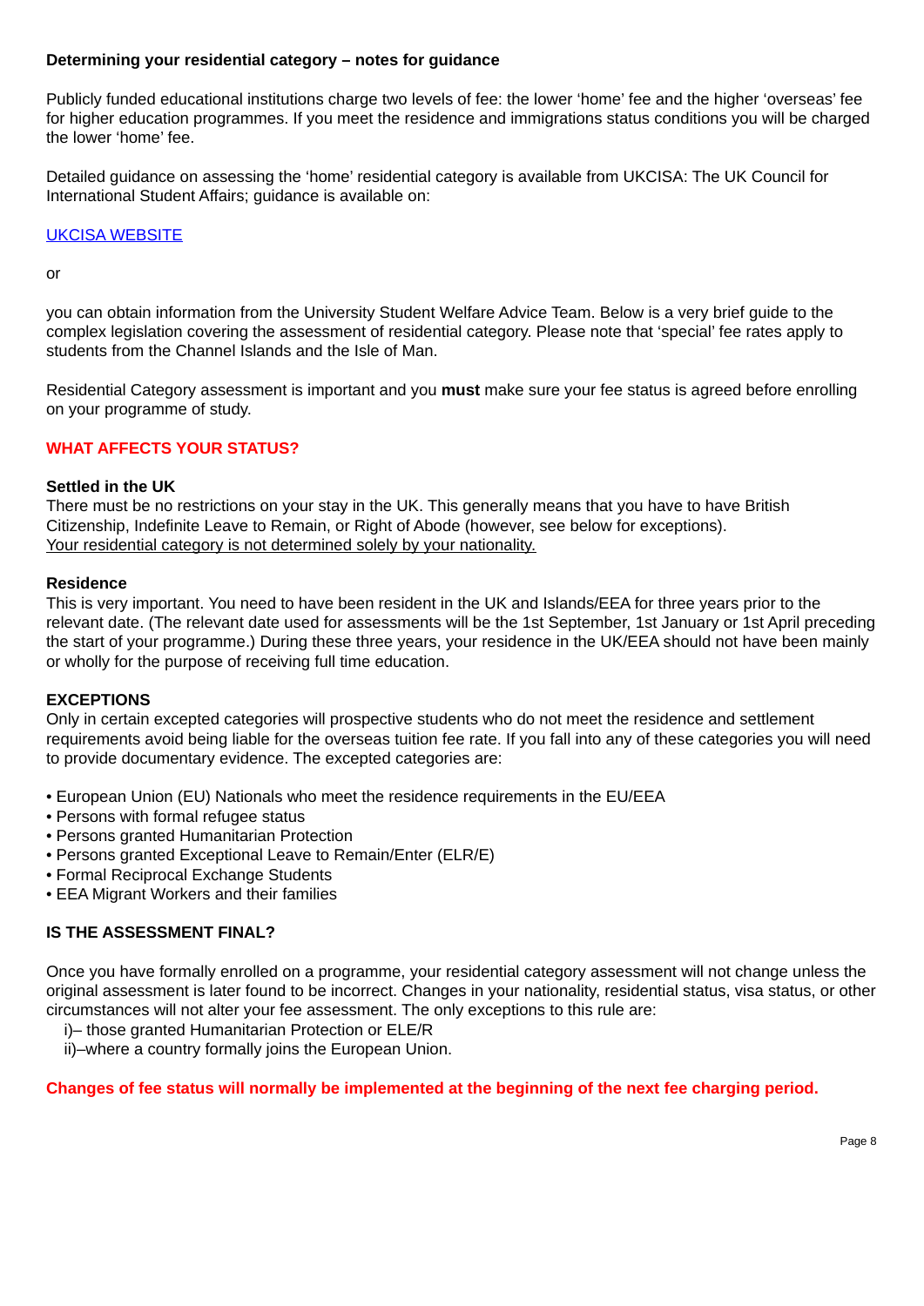**Determining your residential category – notes for guidance**

Publicly funded educational institutions charge two levels of fee: the lower 'home' fee and the higher 'overseas' fee for higher education programmes. If you meet the residence and immigrations status conditions you will be charged the lower 'home' fee.

Detailed guidance on assessing the 'home' residential category is available from UKCISA: The UK Council for International Student Affairs; guidance is available on:

UKCISA WEBSITE

or

you can obtain information from the University Student Welfare Advice Team. Below is a very brief guide to the complex legislation covering the assessment of residential category. Please note that 'special' fee rates apply to students from the Channel Islands and the Isle of Man.

Residential Category assessment is important and you **must** make sure your fee status is agreed before enrolling on your programme of study.

## WHAT AFFECTS YOUR STATUS?

**Settled in the UK**
There must be no restrictions on your stay in the UK. This generally means that you have to have British Citizenship, Indefinite Leave to Remain, or Right of Abode (however, see below for exceptions).
Your residential category is not determined solely by your nationality.

**Residence**
This is very important. You need to have been resident in the UK and Islands/EEA for three years prior to the relevant date. (The relevant date used for assessments will be the 1st September, 1st January or 1st April preceding the start of your programme.) During these three years, your residence in the UK/EEA should not have been mainly or wholly for the purpose of receiving full time education.

**EXCEPTIONS**
Only in certain excepted categories will prospective students who do not meet the residence and settlement requirements avoid being liable for the overseas tuition fee rate. If you fall into any of these categories you will need to provide documentary evidence. The excepted categories are:

- European Union (EU) Nationals who meet the residence requirements in the EU/EEA
- Persons with formal refugee status
- Persons granted Humanitarian Protection
- Persons granted Exceptional Leave to Remain/Enter (ELR/E)
- Formal Reciprocal Exchange Students
- EEA Migrant Workers and their families

**IS THE ASSESSMENT FINAL?**

Once you have formally enrolled on a programme, your residential category assessment will not change unless the original assessment is later found to be incorrect. Changes in your nationality, residential status, visa status, or other circumstances will not alter your fee assessment. The only exceptions to this rule are:
i)– those granted Humanitarian Protection or ELE/R
ii)–where a country formally joins the European Union.

**Changes of fee status will normally be implemented at the beginning of the next fee charging period.**